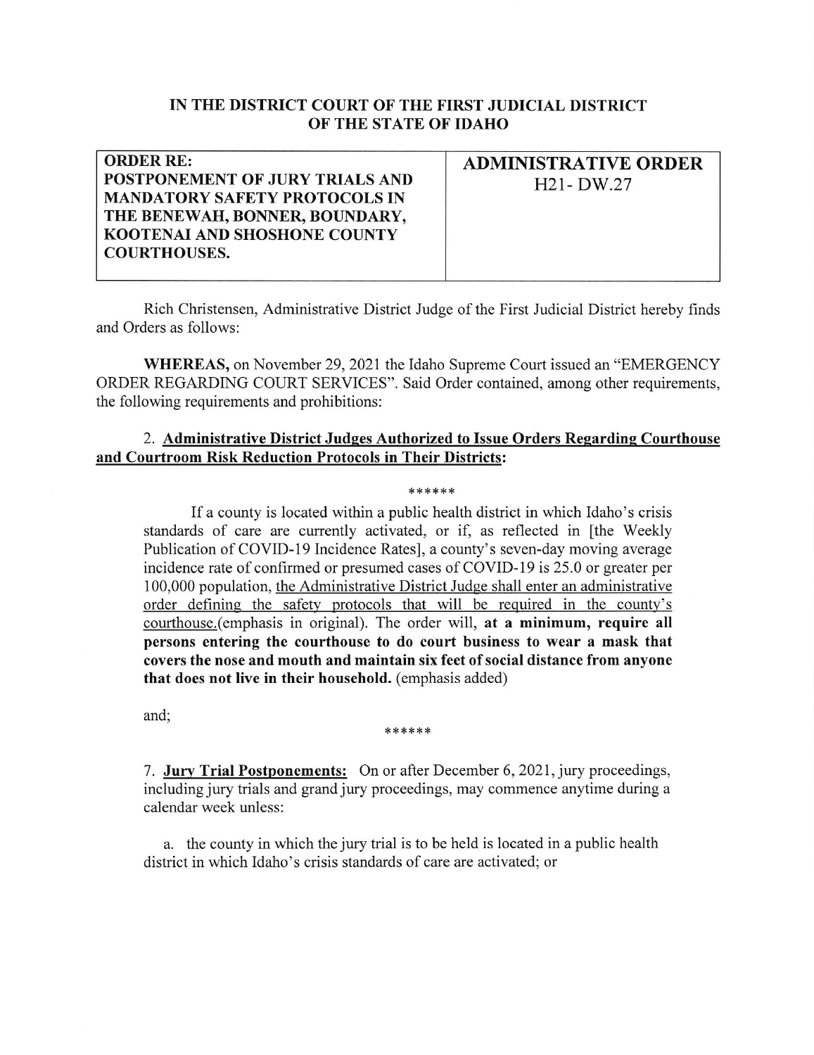# IN THE DISTRICT COURT OF THE FIRST JUDICIAL DISTRICT OF THE STATE OF IDAHO

| ORDER RE: POSTPONEMENT OF JURY TRIALS AND MANDATORY SAFETY PROTOCOLS IN THE BENEWAH, BONNER, BOUNDARY, KOOTENAI AND SHOSHONE COUNTY COURTHOUSES. | ADMINISTRATIVE ORDER H21- DW.27 |
|---|---|

Rich Christensen, Administrative District Judge of the First Judicial District hereby finds and Orders as follows:

**WHEREAS,** on November 29, 2021 the Idaho Supreme Court issued an "EMERGENCY ORDER REGARDING COURT SERVICES". Said Order contained, among other requirements, the following requirements and prohibitions:

2. **Administrative District Judges Authorized to Issue Orders Regarding Courthouse and Courtroom Risk Reduction Protocols in Their Districts:**

******

> If a county is located within a public health district in which Idaho's crisis standards of care are currently activated, or if, as reflected in [the Weekly Publication of COVID-19 Incidence Rates], a county's seven-day moving average incidence rate of confirmed or presumed cases of COVID-19 is 25.0 or greater per 100,000 population, the Administrative District Judge shall enter an administrative order defining the safety protocols that will be required in the county's courthouse.(emphasis in original). The order will, **at a minimum, require all persons entering the courthouse to do court business to wear a mask that covers the nose and mouth and maintain six feet of social distance from anyone that does not live in their household.** (emphasis added)

and;

******

7. **Jury Trial Postponements:** On or after December 6, 2021, jury proceedings, including jury trials and grand jury proceedings, may commence anytime during a calendar week unless:

   a. the county in which the jury trial is to be held is located in a public health district in which Idaho's crisis standards of care are activated; or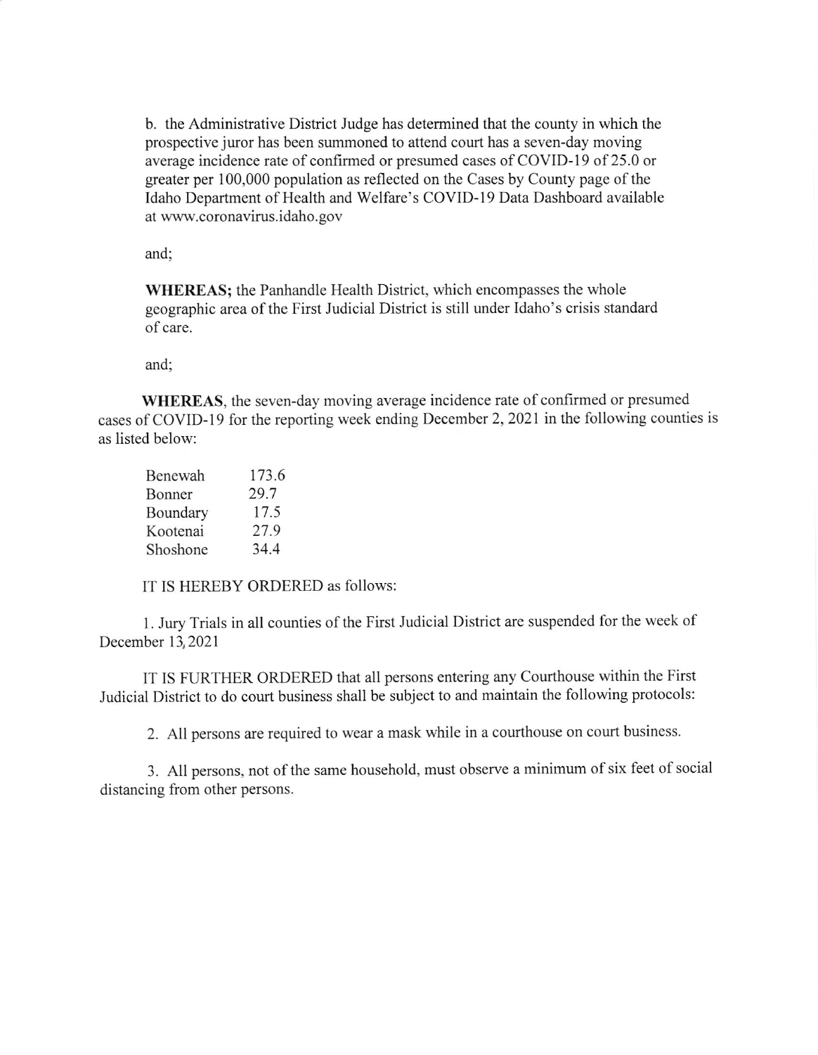b. the Administrative District Judge has determined that the county in which the prospective juror has been summoned to attend court has a seven-day moving average incidence rate of confirmed or presumed cases of COVID-19 of 25.0 or greater per 100,000 population as reflected on the Cases by County page of the Idaho Department of Health and Welfare's COVID-19 Data Dashboard available at www.coronavirus.idaho.gov

and;

**WHEREAS;** the Panhandle Health District, which encompasses the whole geographic area of the First Judicial District is still under Idaho's crisis standard of care.

and;

**WHEREAS**, the seven-day moving average incidence rate of confirmed or presumed cases of COVID-19 for the reporting week ending December 2, 2021 in the following counties is as listed below:

| | |
|---|---|
| Benewah | 173.6 |
| Bonner | 29.7 |
| Boundary | 17.5 |
| Kootenai | 27.9 |
| Shoshone | 34.4 |

IT IS HEREBY ORDERED as follows:

1. Jury Trials in all counties of the First Judicial District are suspended for the week of December 13, 2021

IT IS FURTHER ORDERED that all persons entering any Courthouse within the First Judicial District to do court business shall be subject to and maintain the following protocols:

2. All persons are required to wear a mask while in a courthouse on court business.

3. All persons, not of the same household, must observe a minimum of six feet of social distancing from other persons.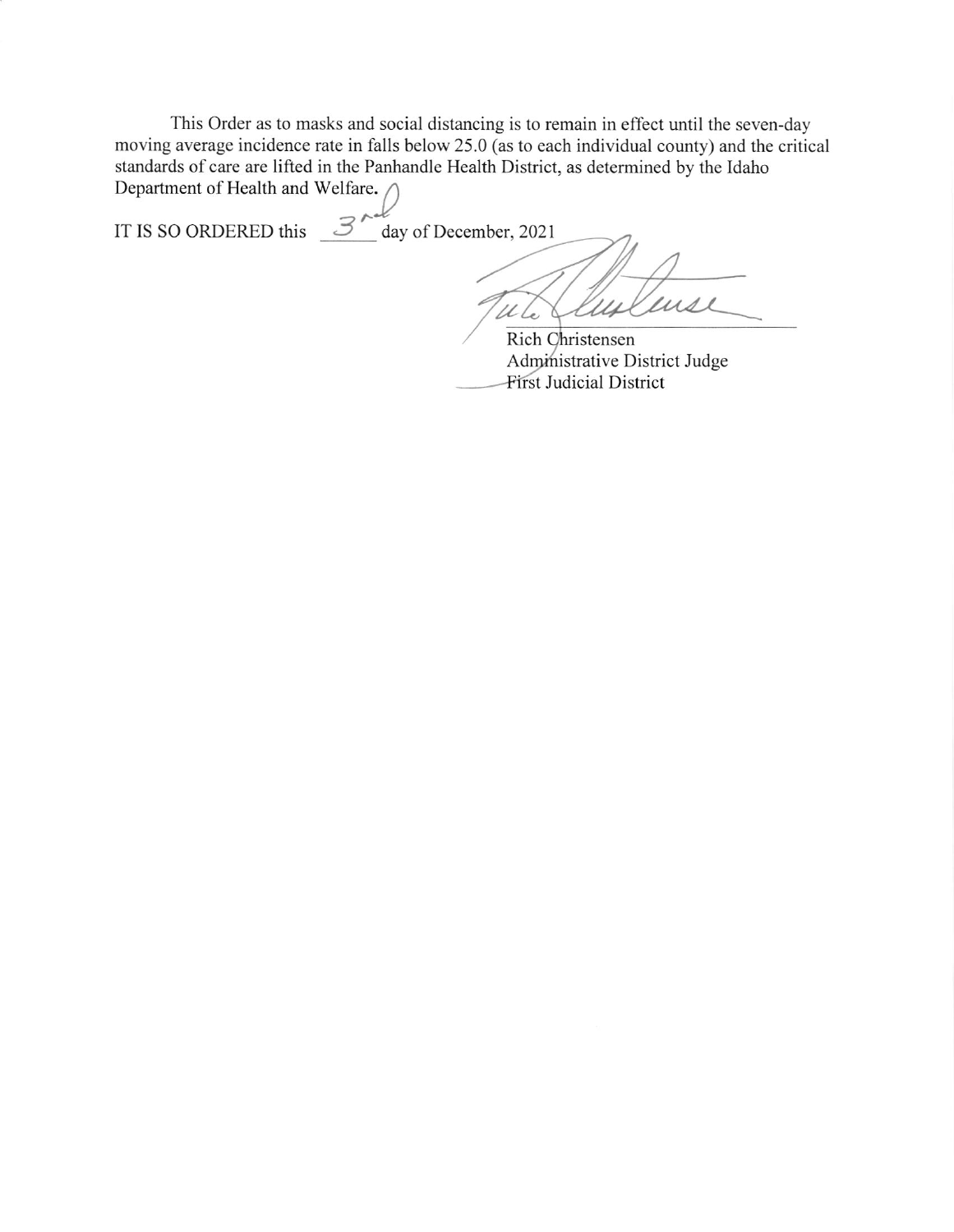This Order as to masks and social distancing is to remain in effect until the seven-day moving average incidence rate in falls below 25.0 (as to each individual county) and the critical standards of care are lifted in the Panhandle Health District, as determined by the Idaho Department of Health and Welfare.

IT IS SO ORDERED this 3rd day of December, 2021

Rich Christensen
Administrative District Judge
First Judicial District